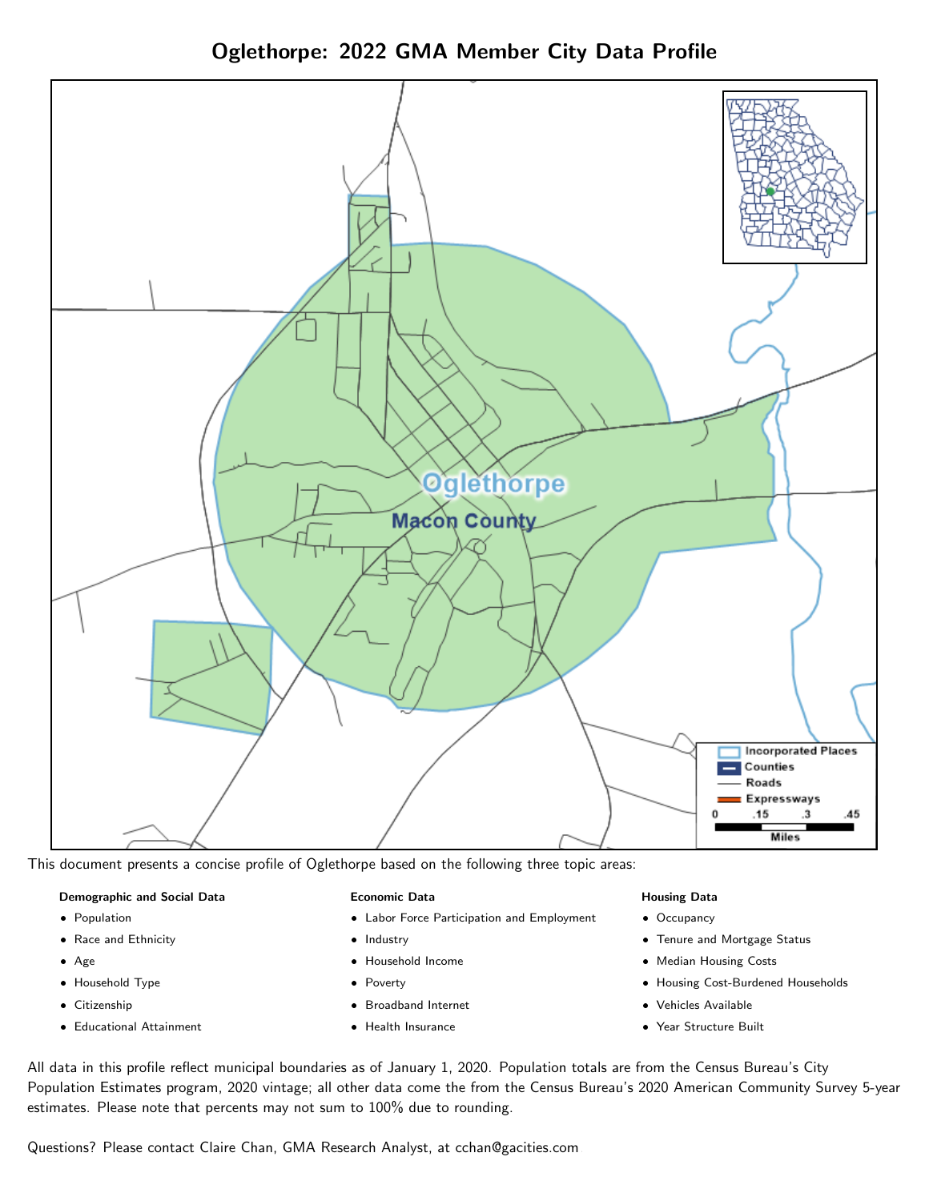# Oglethorpe: 2022 GMA Member City Data Profile

This document presents a concise profile of Oglethorpe based on the following three topic areas:

**Demographic and Social Data**

- Population
- Race and Ethnicity
- Age
- Household Type
- Citizenship
- Educational Attainment

**Economic Data**

- Labor Force Participation and Employment
- Industry
- Household Income
- Poverty
- Broadband Internet
- Health Insurance

**Housing Data**

- Occupancy
- Tenure and Mortgage Status
- Median Housing Costs
- Housing Cost-Burdened Households
- Vehicles Available
- Year Structure Built

All data in this profile reflect municipal boundaries as of January 1, 2020. Population totals are from the Census Bureau's City Population Estimates program, 2020 vintage; all other data come the from the Census Bureau's 2020 American Community Survey 5-year estimates. Please note that percents may not sum to 100% due to rounding.

Questions? Please contact Claire Chan, GMA Research Analyst, at cchan@gacities.com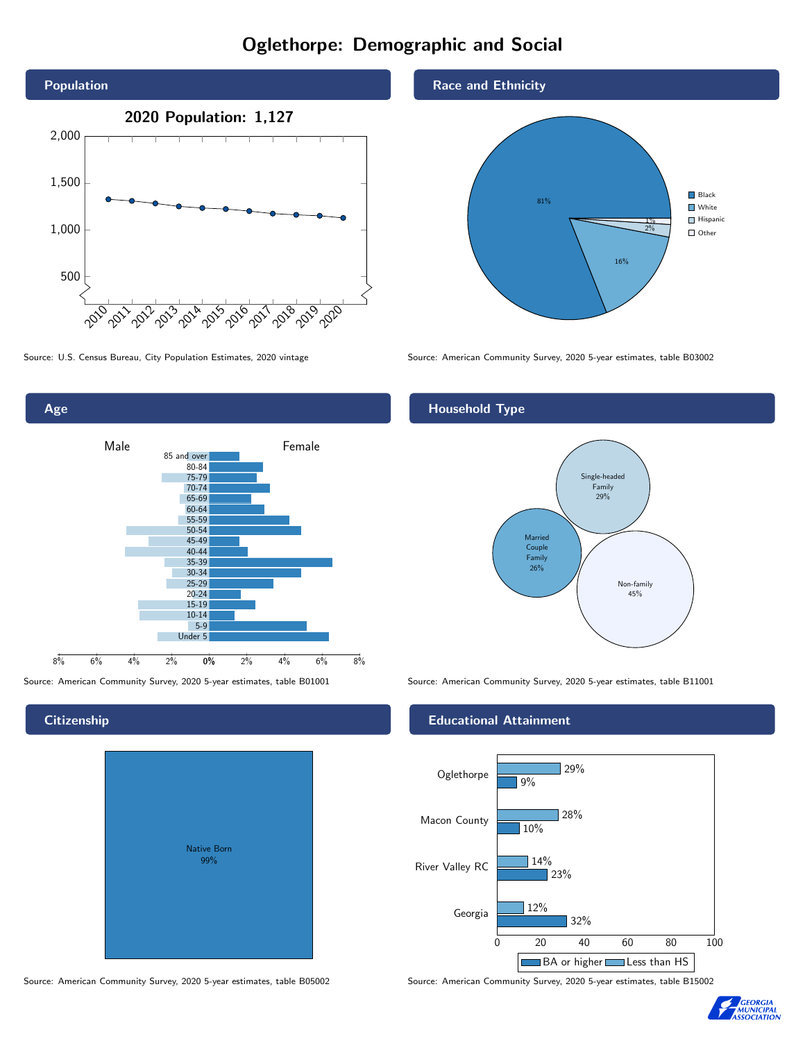# Oglethorpe: Demographic and Social

## Population

2020 Population: 1,127

Source: U.S. Census Bureau, City Population Estimates, 2020 vintage

## Race and Ethnicity

| Group | Percent |
|---|---|
| Black | 81% |
| White | 16% |
| Hispanic | 2% |
| Other | 1% |

Source: American Community Survey, 2020 5-year estimates, table B03002

## Age

Source: American Community Survey, 2020 5-year estimates, table B01001

## Household Type

| Household Type | Percent |
|---|---|
| Single-headed Family | 29% |
| Married Couple Family | 26% |
| Non-family | 45% |

Source: American Community Survey, 2020 5-year estimates, table B11001

## Citizenship

Native Born 99%

Source: American Community Survey, 2020 5-year estimates, table B05002

## Educational Attainment

| Area | Less than HS | BA or higher |
|---|---|---|
| Oglethorpe | 29% | 9% |
| Macon County | 28% | 10% |
| River Valley RC | 14% | 23% |
| Georgia | 12% | 32% |

Source: American Community Survey, 2020 5-year estimates, table B15002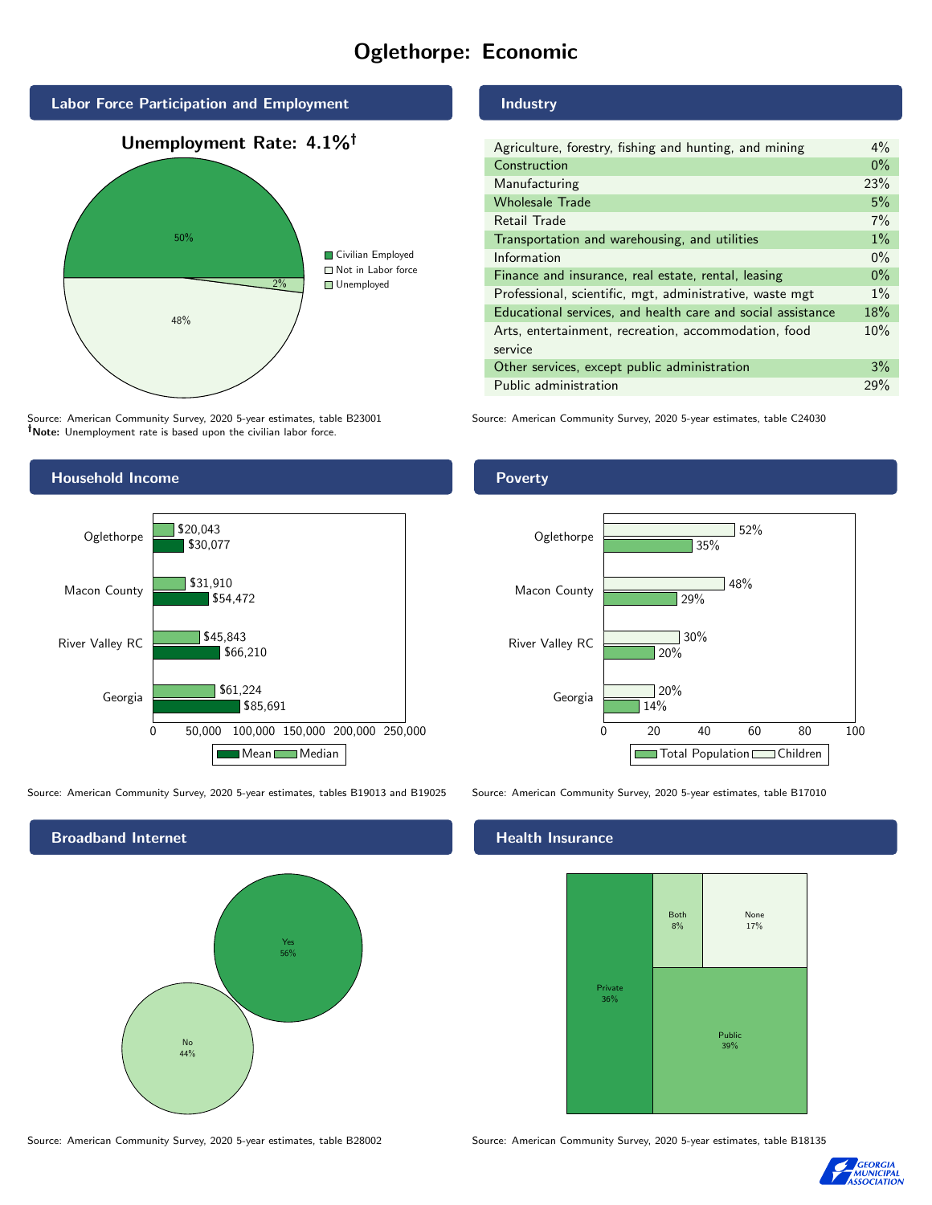# Oglethorpe: Economic

## Labor Force Participation and Employment

**Unemployment Rate: 4.1%†**

| Category | Percent |
|---|---|
| Civilian Employed | 50% |
| Not in Labor force | 48% |
| Unemployed | 2% |

Source: American Community Survey, 2020 5-year estimates, table B23001
**†Note:** Unemployment rate is based upon the civilian labor force.

## Industry

| Industry | Percent |
|---|---|
| Agriculture, forestry, fishing and hunting, and mining | 4% |
| Construction | 0% |
| Manufacturing | 23% |
| Wholesale Trade | 5% |
| Retail Trade | 7% |
| Transportation and warehousing, and utilities | 1% |
| Information | 0% |
| Finance and insurance, real estate, rental, leasing | 0% |
| Professional, scientific, mgt, administrative, waste mgt | 1% |
| Educational services, and health care and social assistance | 18% |
| Arts, entertainment, recreation, accommodation, food service | 10% |
| Other services, except public administration | 3% |
| Public administration | 29% |

Source: American Community Survey, 2020 5-year estimates, table C24030

## Household Income

| Area | Median | Mean |
|---|---|---|
| Oglethorpe | $20,043 | $30,077 |
| Macon County | $31,910 | $54,472 |
| River Valley RC | $45,843 | $66,210 |
| Georgia | $61,224 | $85,691 |

Source: American Community Survey, 2020 5-year estimates, tables B19013 and B19025

## Poverty

| Area | Children | Total Population |
|---|---|---|
| Oglethorpe | 52% | 35% |
| Macon County | 48% | 29% |
| River Valley RC | 30% | 20% |
| Georgia | 20% | 14% |

Source: American Community Survey, 2020 5-year estimates, table B17010

## Broadband Internet

| Response | Percent |
|---|---|
| Yes | 56% |
| No | 44% |

Source: American Community Survey, 2020 5-year estimates, table B28002

## Health Insurance

| Type | Percent |
|---|---|
| Private | 36% |
| Public | 39% |
| Both | 8% |
| None | 17% |

Source: American Community Survey, 2020 5-year estimates, table B18135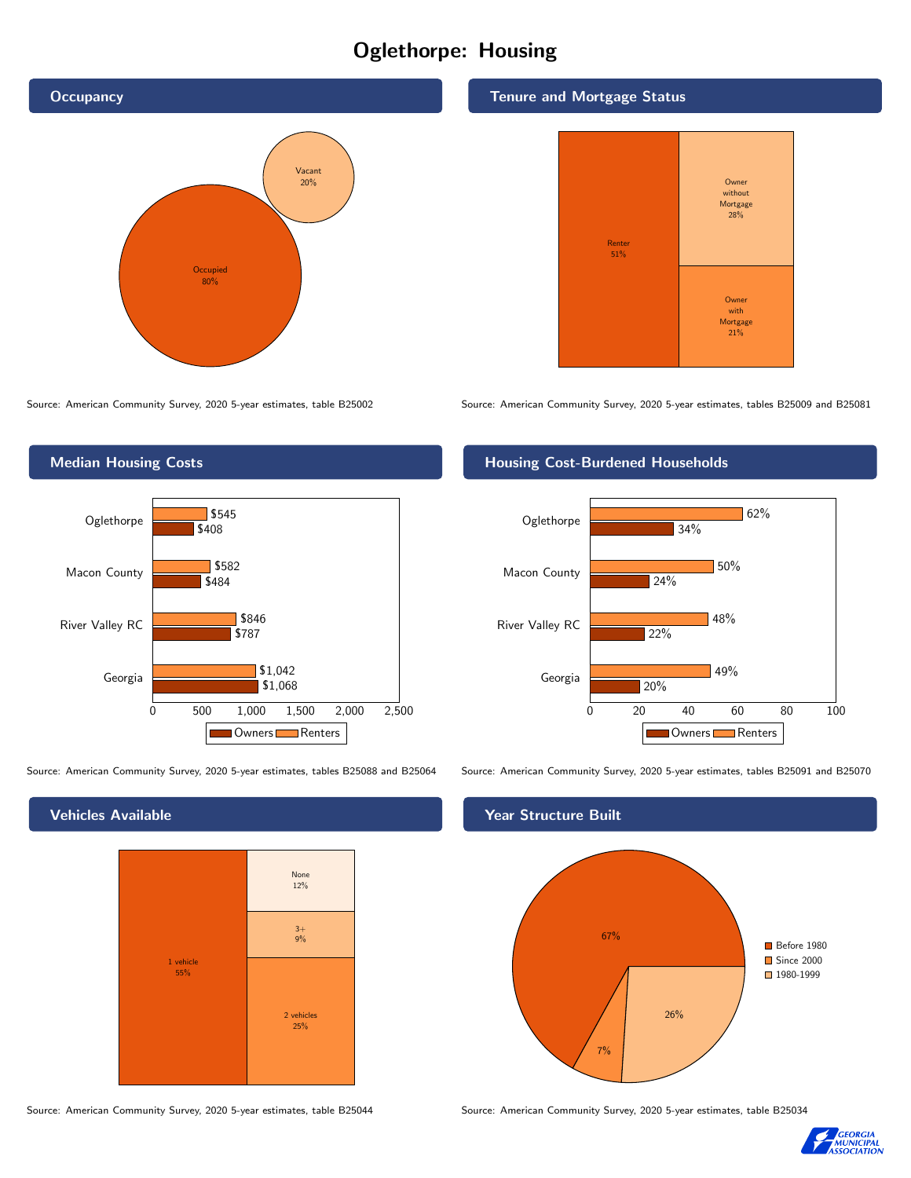# Oglethorpe: Housing

## Occupancy

Vacant
20%

Occupied
80%

Source: American Community Survey, 2020 5-year estimates, table B25002

## Tenure and Mortgage Status

Renter
51%

Owner without Mortgage
28%

Owner with Mortgage
21%

Source: American Community Survey, 2020 5-year estimates, tables B25009 and B25081

## Median Housing Costs

Oglethorpe
$545
$408

Macon County
$582
$484

River Valley RC
$846
$787

Georgia
$1,042
$1,068

0 500 1,000 1,500 2,000 2,500

Owners Renters

Source: American Community Survey, 2020 5-year estimates, tables B25088 and B25064

## Housing Cost-Burdened Households

Oglethorpe
62%
34%

Macon County
50%
24%

River Valley RC
48%
22%

Georgia
49%
20%

0 20 40 60 80 100

Owners Renters

Source: American Community Survey, 2020 5-year estimates, tables B25091 and B25070

## Vehicles Available

1 vehicle
55%

None
12%

3+
9%

2 vehicles
25%

Source: American Community Survey, 2020 5-year estimates, table B25044

## Year Structure Built

67%
7%
26%

Before 1980
Since 2000
1980-1999

Source: American Community Survey, 2020 5-year estimates, table B25034

GEORGIA MUNICIPAL ASSOCIATION